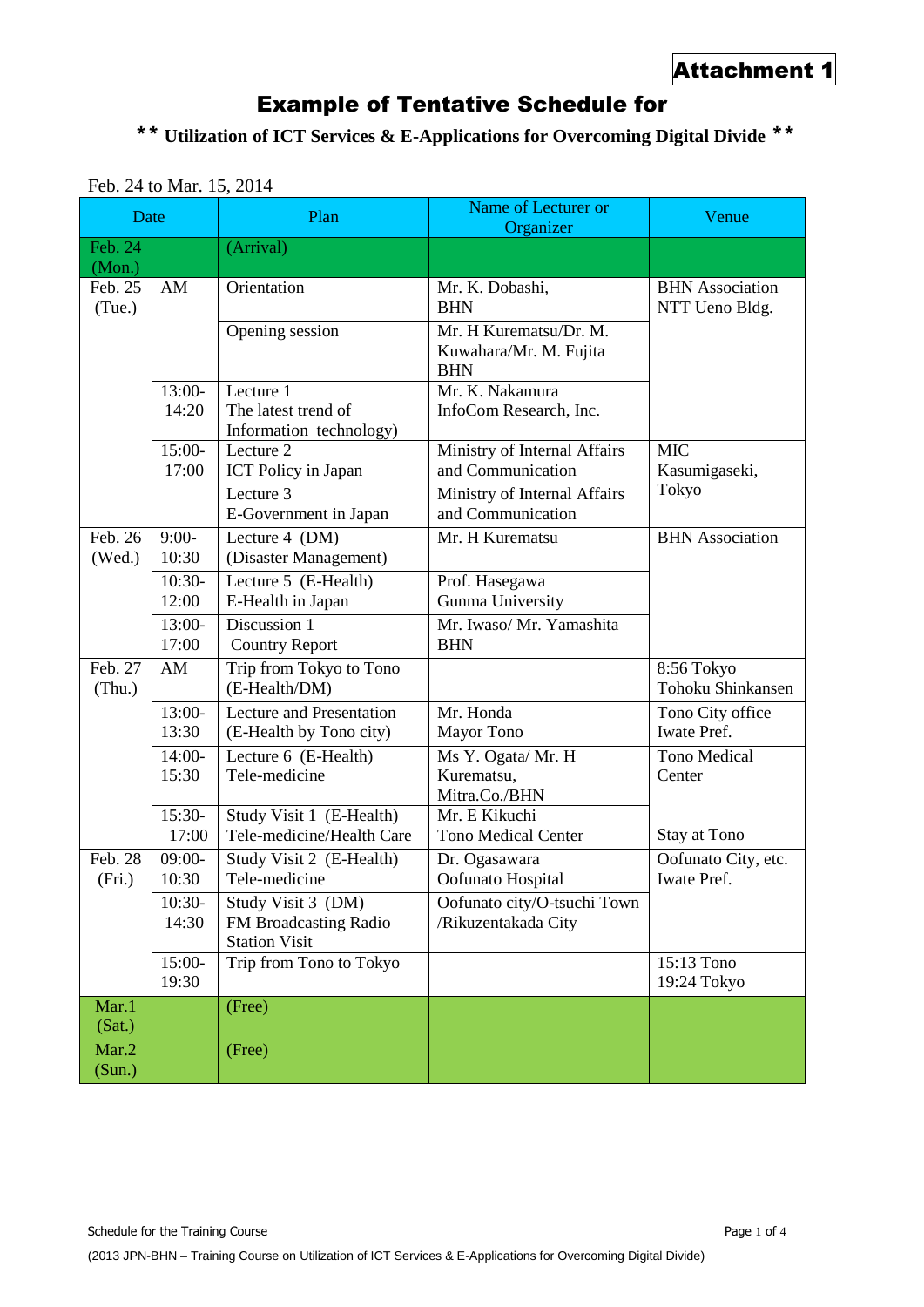**Attachment 1**

# Example of Tentative Schedule for

## ** Utilization of ICT Services & E-Applications for Overcoming Digital Divide **

Feb. 24 to Mar. 15, 2014

| Date | | Plan | Name of Lecturer or Organizer | Venue |
|---|---|---|---|---|
| Feb. 24 (Mon.) | | (Arrival) | | |
| Feb. 25 (Tue.) | AM | Orientation | Mr. K. Dobashi, BHN | BHN Association NTT Ueno Bldg. |
| | | Opening session | Mr. H Kurematsu/Dr. M. Kuwahara/Mr. M. Fujita BHN | |
| | 13:00-14:20 | Lecture 1 The latest trend of Information technology) | Mr. K. Nakamura InfoCom Research, Inc. | |
| | 15:00-17:00 | Lecture 2 ICT Policy in Japan | Ministry of Internal Affairs and Communication | MIC Kasumigaseki, Tokyo |
| | | Lecture 3 E-Government in Japan | Ministry of Internal Affairs and Communication | |
| Feb. 26 (Wed.) | 9:00-10:30 | Lecture 4 (DM) (Disaster Management) | Mr. H Kurematsu | BHN Association |
| | 10:30-12:00 | Lecture 5 (E-Health) E-Health in Japan | Prof. Hasegawa Gunma University | |
| | 13:00-17:00 | Discussion 1 Country Report | Mr. Iwaso/ Mr. Yamashita BHN | |
| Feb. 27 (Thu.) | AM | Trip from Tokyo to Tono (E-Health/DM) | | 8:56 Tokyo Tohoku Shinkansen |
| | 13:00-13:30 | Lecture and Presentation (E-Health by Tono city) | Mr. Honda Mayor Tono | Tono City office Iwate Pref. |
| | 14:00-15:30 | Lecture 6 (E-Health) Tele-medicine | Ms Y. Ogata/ Mr. H Kurematsu, Mitra.Co./BHN | Tono Medical Center |
| | 15:30-17:00 | Study Visit 1 (E-Health) Tele-medicine/Health Care | Mr. E Kikuchi Tono Medical Center | Stay at Tono |
| Feb. 28 (Fri.) | 09:00-10:30 | Study Visit 2 (E-Health) Tele-medicine | Dr. Ogasawara Oofunato Hospital | Oofunato City, etc. Iwate Pref. |
| | 10:30-14:30 | Study Visit 3 (DM) FM Broadcasting Radio Station Visit | Oofunato city/O-tsuchi Town /Rikuzentakada City | |
| | 15:00-19:30 | Trip from Tono to Tokyo | | 15:13 Tono 19:24 Tokyo |
| Mar.1 (Sat.) | | (Free) | | |
| Mar.2 (Sun.) | | (Free) | | |

Schedule for the Training Course

(2013 JPN-BHN – Training Course on Utilization of ICT Services & E-Applications for Overcoming Digital Divide)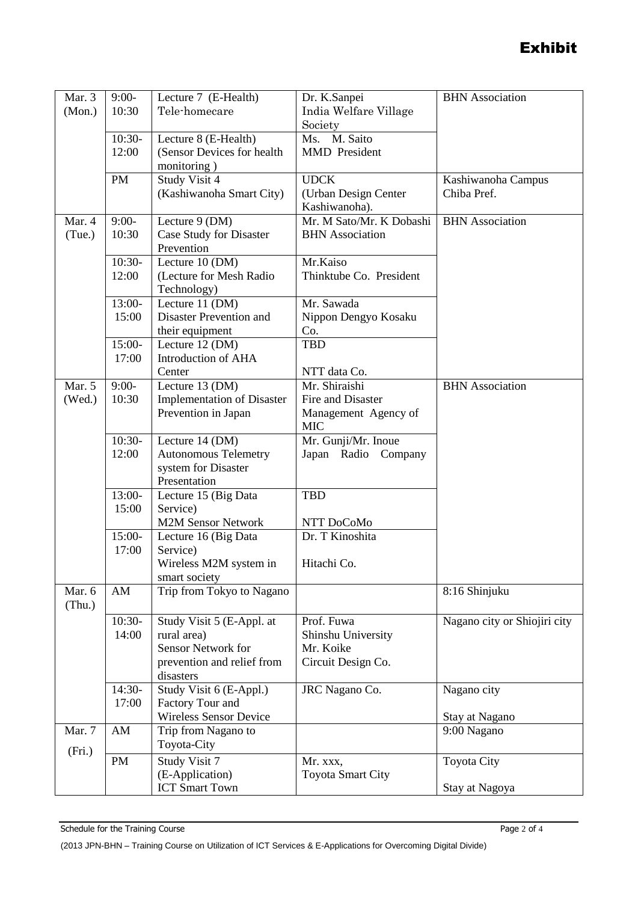# Exhibit

| | | | | |
|---|---|---|---|---|
| Mar. 3 (Mon.) | 9:00-10:30 | Lecture 7 (E-Health) Tele-homecare | Dr. K.Sanpei India Welfare Village Society | BHN Association |
| | 10:30-12:00 | Lecture 8 (E-Health) (Sensor Devices for health monitoring ) | Ms. M. Saito MMD President | |
| | PM | Study Visit 4 (Kashiwanoha Smart City) | UDCK (Urban Design Center Kashiwanoha). | Kashiwanoha Campus Chiba Pref. |
| Mar. 4 (Tue.) | 9:00-10:30 | Lecture 9 (DM) Case Study for Disaster Prevention | Mr. M Sato/Mr. K Dobashi BHN Association | BHN Association |
| | 10:30-12:00 | Lecture 10 (DM) (Lecture for Mesh Radio Technology) | Mr.Kaiso Thinktube Co. President | |
| | 13:00-15:00 | Lecture 11 (DM) Disaster Prevention and their equipment | Mr. Sawada Nippon Dengyo Kosaku Co. | |
| | 15:00-17:00 | Lecture 12 (DM) Introduction of AHA Center | TBD NTT data Co. | |
| Mar. 5 (Wed.) | 9:00-10:30 | Lecture 13 (DM) Implementation of Disaster Prevention in Japan | Mr. Shiraishi Fire and Disaster Management Agency of MIC | BHN Association |
| | 10:30-12:00 | Lecture 14 (DM) Autonomous Telemetry system for Disaster Presentation | Mr. Gunji/Mr. Inoue Japan Radio Company | |
| | 13:00-15:00 | Lecture 15 (Big Data Service) M2M Sensor Network | TBD NTT DoCoMo | |
| | 15:00-17:00 | Lecture 16 (Big Data Service) Wireless M2M system in smart society | Dr. T Kinoshita Hitachi Co. | |
| Mar. 6 (Thu.) | AM | Trip from Tokyo to Nagano | | 8:16 Shinjuku |
| | 10:30-14:00 | Study Visit 5 (E-Appl. at rural area) Sensor Network for prevention and relief from disasters | Prof. Fuwa Shinshu University Mr. Koike Circuit Design Co. | Nagano city or Shiojiri city |
| | 14:30-17:00 | Study Visit 6 (E-Appl.) Factory Tour and Wireless Sensor Device | JRC Nagano Co. | Nagano city Stay at Nagano |
| Mar. 7 (Fri.) | AM | Trip from Nagano to Toyota-City | | 9:00 Nagano |
| | PM | Study Visit 7 (E-Application) ICT Smart Town | Mr. xxx, Toyota Smart City | Toyota City Stay at Nagoya |

Schedule for the Training Course

(2013 JPN-BHN – Training Course on Utilization of ICT Services & E-Applications for Overcoming Digital Divide)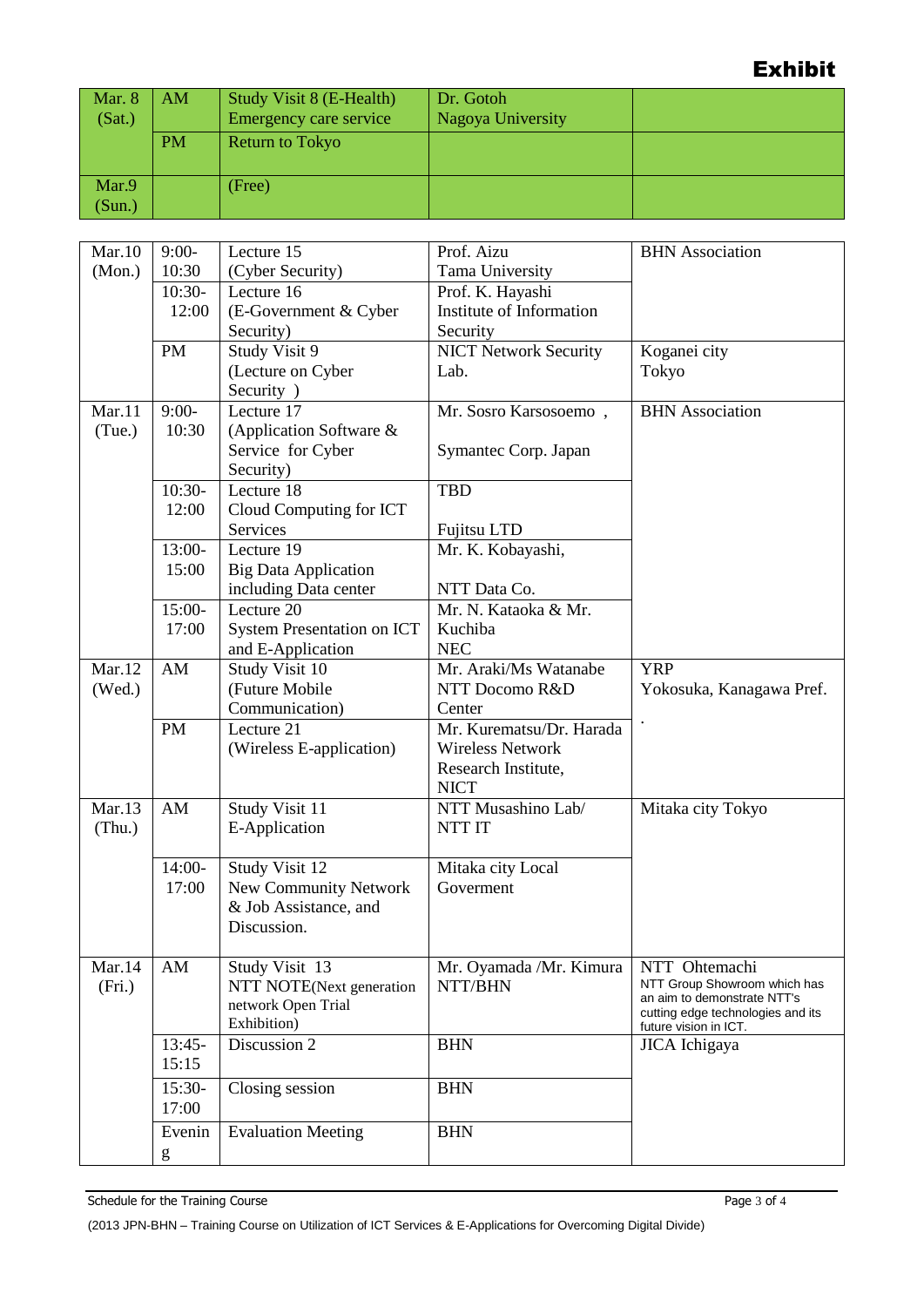**Exhibit**

| | | | | |
|---|---|---|---|---|
| Mar. 8 (Sat.) | AM | Study Visit 8 (E-Health) Emergency care service | Dr. Gotoh Nagoya University | |
| | PM | Return to Tokyo | | |
| Mar.9 (Sun.) | | (Free) | | |

| | | | | |
|---|---|---|---|---|
| Mar.10 (Mon.) | 9:00-10:30 | Lecture 15 (Cyber Security) | Prof. Aizu Tama University | BHN Association |
| | 10:30-12:00 | Lecture 16 (E-Government & Cyber Security) | Prof. K. Hayashi Institute of Information Security | |
| | PM | Study Visit 9 (Lecture on Cyber Security ) | NICT Network Security Lab. | Koganei city Tokyo |
| Mar.11 (Tue.) | 9:00-10:30 | Lecture 17 (Application Software & Service for Cyber Security) | Mr. Sosro Karsosoemo , Symantec Corp. Japan | BHN Association |
| | 10:30-12:00 | Lecture 18 Cloud Computing for ICT Services | TBD Fujitsu LTD | |
| | 13:00-15:00 | Lecture 19 Big Data Application including Data center | Mr. K. Kobayashi, NTT Data Co. | |
| | 15:00-17:00 | Lecture 20 System Presentation on ICT and E-Application | Mr. N. Kataoka & Mr. Kuchiba NEC | |
| Mar.12 (Wed.) | AM | Study Visit 10 (Future Mobile Communication) | Mr. Araki/Ms Watanabe NTT Docomo R&D Center | YRP Yokosuka, Kanagawa Pref. . |
| | PM | Lecture 21 (Wireless E-application) | Mr. Kurematsu/Dr. Harada Wireless Network Research Institute, NICT | |
| Mar.13 (Thu.) | AM | Study Visit 11 E-Application | NTT Musashino Lab/ NTT IT | Mitaka city Tokyo |
| | 14:00-17:00 | Study Visit 12 New Community Network & Job Assistance, and Discussion. | Mitaka city Local Goverment | |
| Mar.14 (Fri.) | AM | Study Visit 13 NTT NOTE(Next generation network Open Trial Exhibition) | Mr. Oyamada /Mr. Kimura NTT/BHN | NTT Ohtemachi NTT Group Showroom which has an aim to demonstrate NTT's cutting edge technologies and its future vision in ICT. |
| | 13:45-15:15 | Discussion 2 | BHN | JICA Ichigaya |
| | 15:30-17:00 | Closing session | BHN | |
| | Evening | Evaluation Meeting | BHN | |

Schedule for the Training Course

(2013 JPN-BHN – Training Course on Utilization of ICT Services & E-Applications for Overcoming Digital Divide)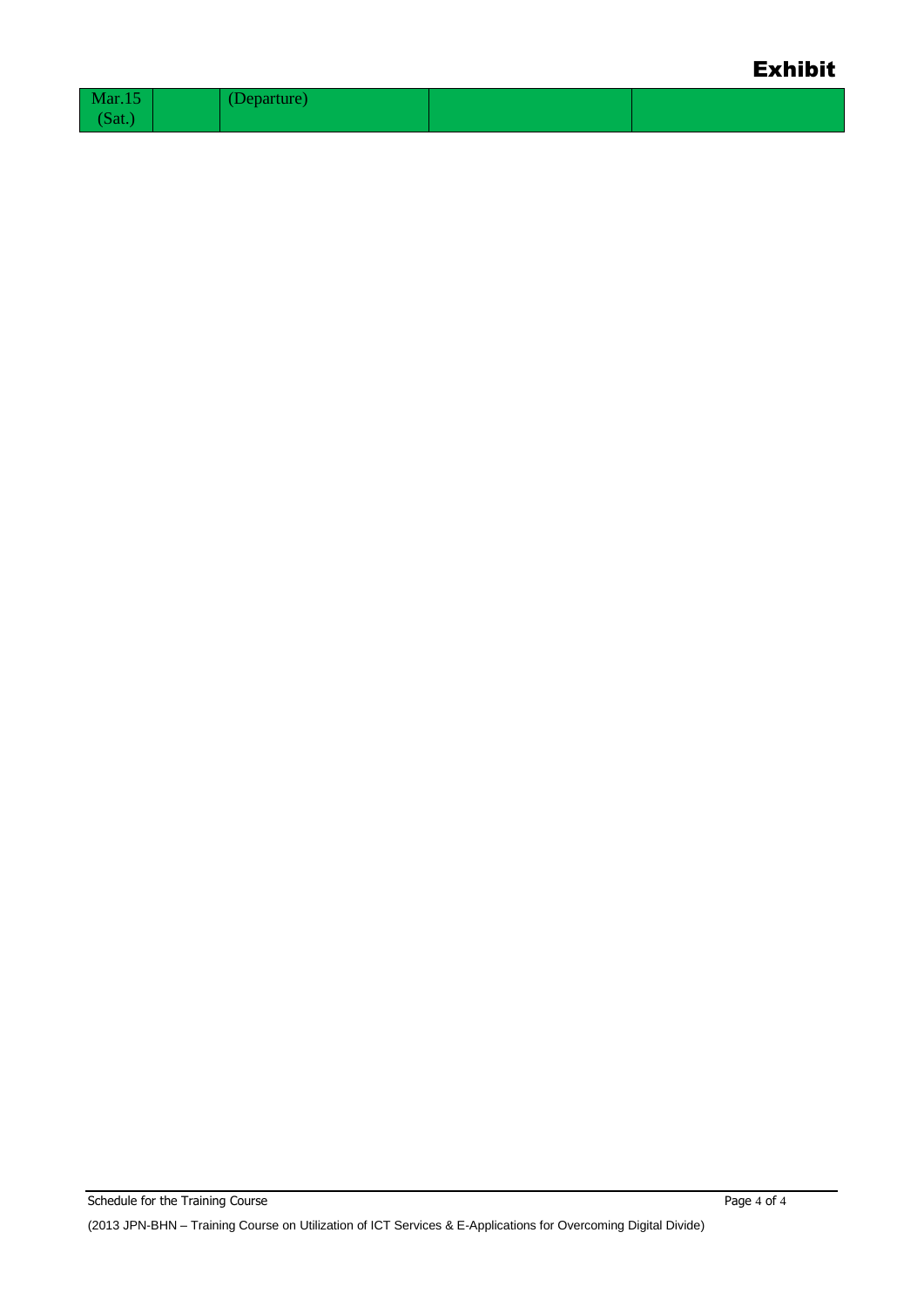**Exhibit**

| | | | | |
|---|---|---|---|---|
| Mar.15 (Sat.) | | (Departure) | | |